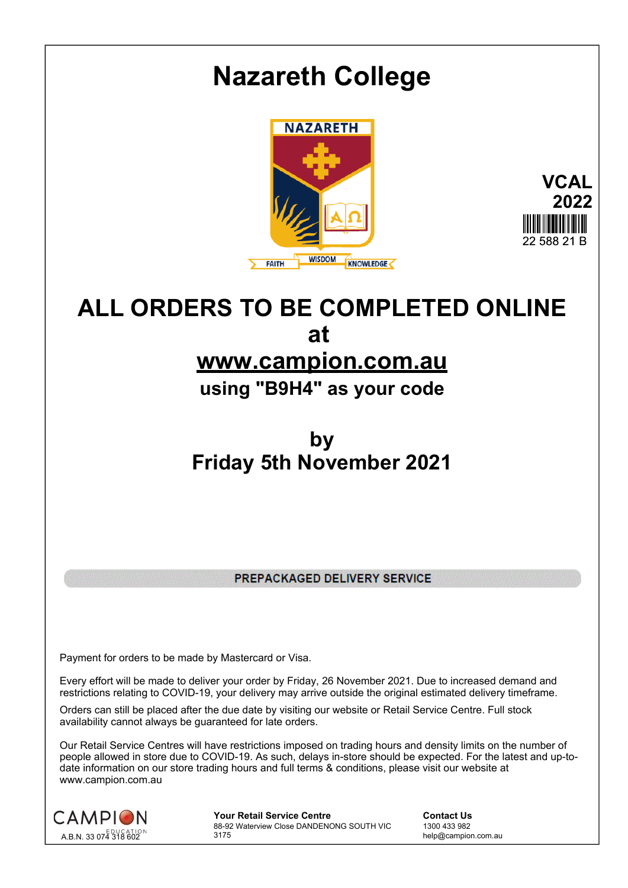# Nazareth College

NAZARETH

FAITH WISDOM KNOWLEDGE

**VCAL 2022**

22 588 21 B

## ALL ORDERS TO BE COMPLETED ONLINE at [www.campion.com.au](http://www.campion.com.au)

### using "B9H4" as your code

## by Friday 5th November 2021

**PREPACKAGED DELIVERY SERVICE**

Payment for orders to be made by Mastercard or Visa.

Every effort will be made to deliver your order by Friday, 26 November 2021. Due to increased demand and restrictions relating to COVID-19, your delivery may arrive outside the original estimated delivery timeframe.

Orders can still be placed after the due date by visiting our website or Retail Service Centre. Full stock availability cannot always be guaranteed for late orders.

Our Retail Service Centres will have restrictions imposed on trading hours and density limits on the number of people allowed in store due to COVID-19. As such, delays in-store should be expected. For the latest and up-to-date information on our store trading hours and full terms & conditions, please visit our website at www.campion.com.au

CAMPION EDUCATION
A.B.N. 33 074 318 602

**Your Retail Service Centre**
88-92 Waterview Close DANDENONG SOUTH VIC 3175

**Contact Us**
1300 433 982
help@campion.com.au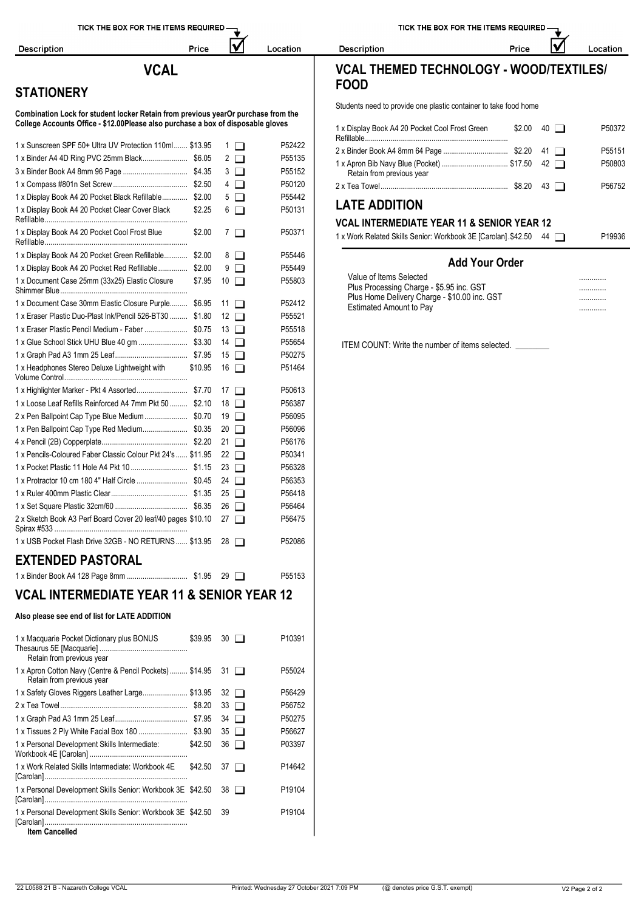# VCAL

## STATIONERY

**Combination Lock for student locker Retain from previous yearOr purchase from the College Accounts Office - $12.00Please also purchase a box of disposable gloves**

| Description | Price | TICK THE BOX FOR THE ITEMS REQUIRED | Location |
|---|---|---|---|
| 1 x Sunscreen SPF 50+ Ultra UV Protection 110ml | $13.95 | 1 ❑ | P52422 |
| 1 x Binder A4 4D Ring PVC 25mm Black | $6.05 | 2 ❑ | P55135 |
| 3 x Binder Book A4 8mm 96 Page | $4.35 | 3 ❑ | P55152 |
| 1 x Compass #801n Set Screw | $2.50 | 4 ❑ | P50120 |
| 1 x Display Book A4 20 Pocket Black Refillable | $2.00 | 5 ❑ | P55442 |
| 1 x Display Book A4 20 Pocket Clear Cover Black Refillable | $2.25 | 6 ❑ | P50131 |
| 1 x Display Book A4 20 Pocket Cool Frost Blue Refillable | $2.00 | 7 ❑ | P50371 |
| 1 x Display Book A4 20 Pocket Green Refillable | $2.00 | 8 ❑ | P55446 |
| 1 x Display Book A4 20 Pocket Red Refillable | $2.00 | 9 ❑ | P55449 |
| 1 x Document Case 25mm (33x25) Elastic Closure Shimmer Blue | $7.95 | 10 ❑ | P55803 |
| 1 x Document Case 30mm Elastic Closure Purple | $6.95 | 11 ❑ | P52412 |
| 1 x Eraser Plastic Duo-Plast Ink/Pencil 526-BT30 | $1.80 | 12 ❑ | P55521 |
| 1 x Eraser Plastic Pencil Medium - Faber | $0.75 | 13 ❑ | P55518 |
| 1 x Glue School Stick UHU Blue 40 gm | $3.30 | 14 ❑ | P55654 |
| 1 x Graph Pad A3 1mm 25 Leaf | $7.95 | 15 ❑ | P50275 |
| 1 x Headphones Stereo Deluxe Lightweight with Volume Control | $10.95 | 16 ❑ | P51464 |
| 1 x Highlighter Marker - Pkt 4 Assorted | $7.70 | 17 ❑ | P50613 |
| 1 x Loose Leaf Refills Reinforced A4 7mm Pkt 50 | $2.10 | 18 ❑ | P56387 |
| 2 x Pen Ballpoint Cap Type Blue Medium | $0.70 | 19 ❑ | P56095 |
| 1 x Pen Ballpoint Cap Type Red Medium | $0.35 | 20 ❑ | P56096 |
| 4 x Pencil (2B) Copperplate | $2.20 | 21 ❑ | P56176 |
| 1 x Pencils-Coloured Faber Classic Colour Pkt 24's | $11.95 | 22 ❑ | P50341 |
| 1 x Pocket Plastic 11 Hole A4 Pkt 10 | $1.15 | 23 ❑ | P56328 |
| 1 x Protractor 10 cm 180 4" Half Circle | $0.45 | 24 ❑ | P56353 |
| 1 x Ruler 400mm Plastic Clear | $1.35 | 25 ❑ | P56418 |
| 1 x Set Square Plastic 32cm/60 | $6.35 | 26 ❑ | P56464 |
| 2 x Sketch Book A3 Perf Board Cover 20 leaf/40 pages Spirax #533 | $10.10 | 27 ❑ | P56475 |
| 1 x USB Pocket Flash Drive 32GB - NO RETURNS | $13.95 | 28 ❑ | P52086 |

## EXTENDED PASTORAL

| Description | Price | TICK THE BOX FOR THE ITEMS REQUIRED | Location |
|---|---|---|---|
| 1 x Binder Book A4 128 Page 8mm | $1.95 | 29 ❑ | P55153 |

## VCAL INTERMEDIATE YEAR 11 & SENIOR YEAR 12

**Also please see end of list for LATE ADDITION**

| Description | Price | TICK THE BOX FOR THE ITEMS REQUIRED | Location |
|---|---|---|---|
| 1 x Macquarie Pocket Dictionary plus BONUS Thesaurus 5E [Macquarie] Retain from previous year | $39.95 | 30 ❑ | P10391 |
| 1 x Apron Cotton Navy (Centre & Pencil Pockets) Retain from previous year | $14.95 | 31 ❑ | P55024 |
| 1 x Safety Gloves Riggers Leather Large | $13.95 | 32 ❑ | P56429 |
| 2 x Tea Towel | $8.20 | 33 ❑ | P56752 |
| 1 x Graph Pad A3 1mm 25 Leaf | $7.95 | 34 ❑ | P50275 |
| 1 x Tissues 2 Ply White Facial Box 180 | $3.90 | 35 ❑ | P56627 |
| 1 x Personal Development Skills Intermediate: Workbook 4E [Carolan] | $42.50 | 36 ❑ | P03397 |
| 1 x Work Related Skills Intermediate: Workbook 4E [Carolan] | $42.50 | 37 ❑ | P14642 |
| 1 x Personal Development Skills Senior: Workbook 3E [Carolan] | $42.50 | 38 ❑ | P19104 |
| 1 x Personal Development Skills Senior: Workbook 3E [Carolan] **Item Cancelled** | $42.50 | 39 | P19104 |

## VCAL THEMED TECHNOLOGY - WOOD/TEXTILES/ FOOD

Students need to provide one plastic container to take food home

| Description | Price | TICK THE BOX FOR THE ITEMS REQUIRED | Location |
|---|---|---|---|
| 1 x Display Book A4 20 Pocket Cool Frost Green Refillable | $2.00 | 40 ❑ | P50372 |
| 2 x Binder Book A4 8mm 64 Page | $2.20 | 41 ❑ | P55151 |
| 1 x Apron Bib Navy Blue (Pocket) Retain from previous year | $17.50 | 42 ❑ | P50803 |
| 2 x Tea Towel | $8.20 | 43 ❑ | P56752 |

## LATE ADDITION

### VCAL INTERMEDIATE YEAR 11 & SENIOR YEAR 12

| Description | Price | TICK THE BOX FOR THE ITEMS REQUIRED | Location |
|---|---|---|---|
| 1 x Work Related Skills Senior: Workbook 3E [Carolan] | $42.50 | 44 ❑ | P19936 |

### Add Your Order

| | |
|---|---|
| Value of Items Selected | ............ |
| Plus Processing Charge - $5.95 inc. GST | ............ |
| Plus Home Delivery Charge - $10.00 inc. GST | ............ |
| Estimated Amount to Pay | ............ |

ITEM COUNT: Write the number of items selected. ________

22 L0588 21 B - Nazareth College VCAL    Printed: Wednesday 27 October 2021 7:09 PM    (@ denotes price G.S.T. exempt)    V2